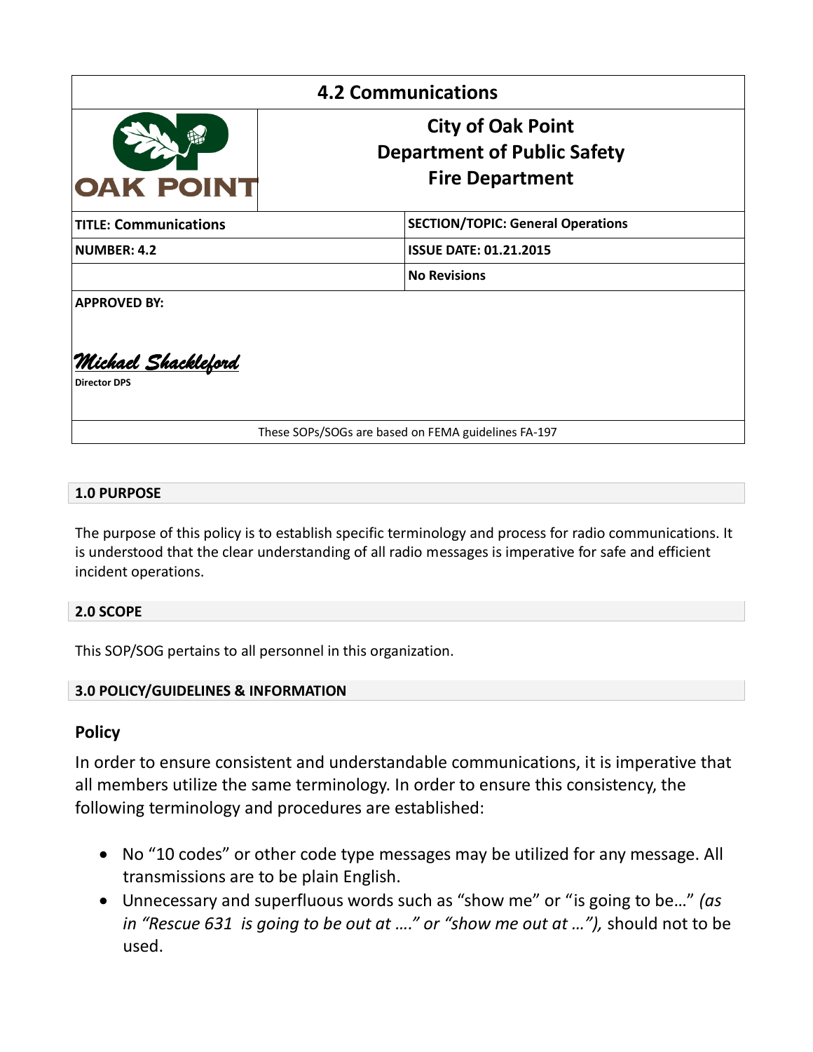# 4.2 Communications

| | City of Oak Point<br>Department of Public Safety<br>Fire Department |
|---|---|

| **TITLE: Communications** | **SECTION/TOPIC: General Operations** |
|---|---|
| **NUMBER: 4.2** | **ISSUE DATE: 01.21.2015** |
| | **No Revisions** |

**APPROVED BY:**

*Michael Shackleford*

**Director DPS**

These SOPs/SOGs are based on FEMA guidelines FA-197

## 1.0 PURPOSE

The purpose of this policy is to establish specific terminology and process for radio communications. It is understood that the clear understanding of all radio messages is imperative for safe and efficient incident operations.

## 2.0 SCOPE

This SOP/SOG pertains to all personnel in this organization.

## 3.0 POLICY/GUIDELINES & INFORMATION

### Policy

In order to ensure consistent and understandable communications, it is imperative that all members utilize the same terminology. In order to ensure this consistency, the following terminology and procedures are established:

- No "10 codes" or other code type messages may be utilized for any message. All transmissions are to be plain English.
- Unnecessary and superfluous words such as "show me" or "is going to be…" *(as in "Rescue 631 is going to be out at …." or "show me out at …"),* should not to be used.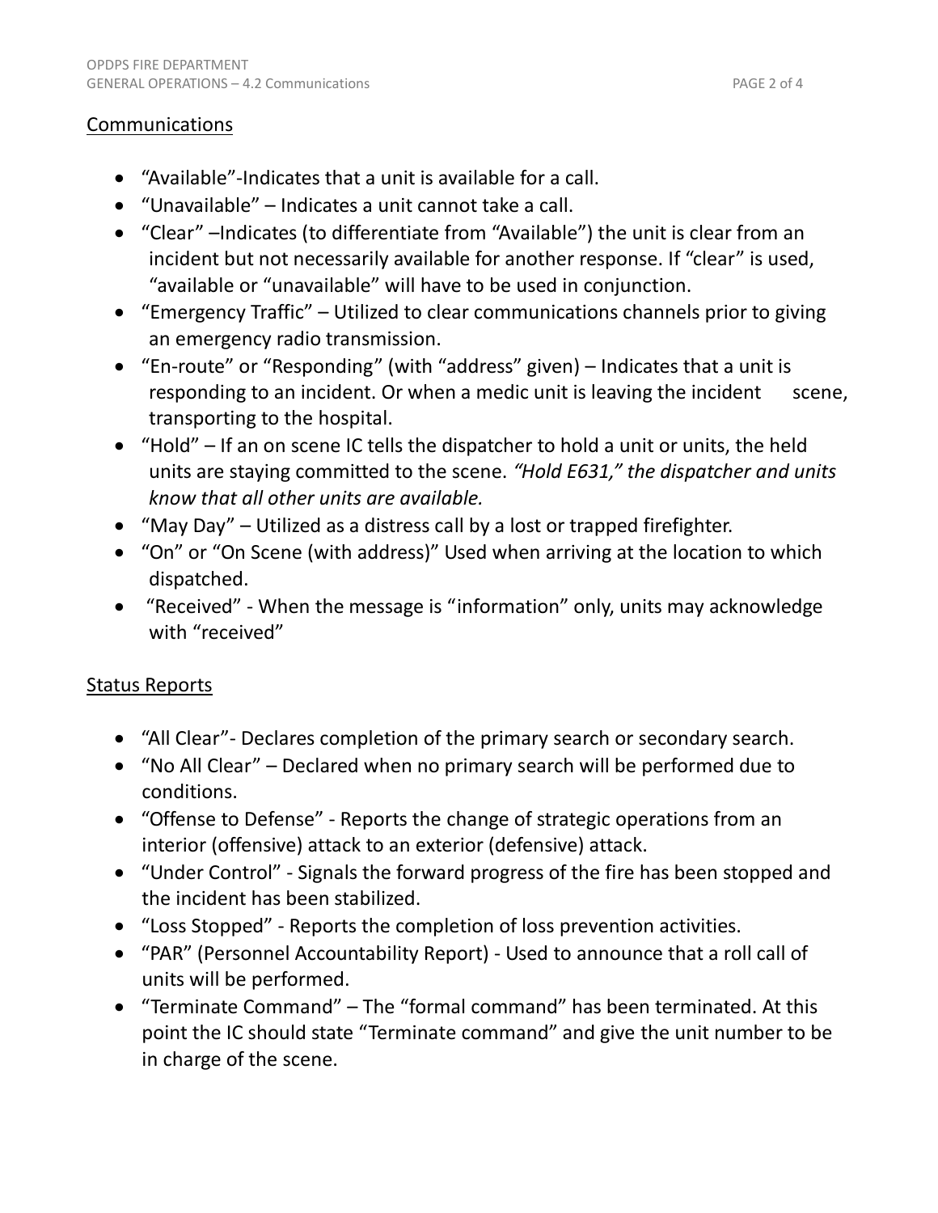## Communications

- "Available"-Indicates that a unit is available for a call.
- "Unavailable" – Indicates a unit cannot take a call.
- "Clear" –Indicates (to differentiate from "Available") the unit is clear from an incident but not necessarily available for another response. If "clear" is used, "available or "unavailable" will have to be used in conjunction.
- "Emergency Traffic" – Utilized to clear communications channels prior to giving an emergency radio transmission.
- "En-route" or "Responding" (with "address" given) – Indicates that a unit is responding to an incident. Or when a medic unit is leaving the incident scene, transporting to the hospital.
- "Hold" – If an on scene IC tells the dispatcher to hold a unit or units, the held units are staying committed to the scene. *"Hold E631," the dispatcher and units know that all other units are available.*
- "May Day" – Utilized as a distress call by a lost or trapped firefighter.
- "On" or "On Scene (with address)" Used when arriving at the location to which dispatched.
- "Received" - When the message is "information" only, units may acknowledge with "received"

## Status Reports

- "All Clear"- Declares completion of the primary search or secondary search.
- "No All Clear" – Declared when no primary search will be performed due to conditions.
- "Offense to Defense" - Reports the change of strategic operations from an interior (offensive) attack to an exterior (defensive) attack.
- "Under Control" - Signals the forward progress of the fire has been stopped and the incident has been stabilized.
- "Loss Stopped" - Reports the completion of loss prevention activities.
- "PAR" (Personnel Accountability Report) - Used to announce that a roll call of units will be performed.
- "Terminate Command" – The "formal command" has been terminated. At this point the IC should state "Terminate command" and give the unit number to be in charge of the scene.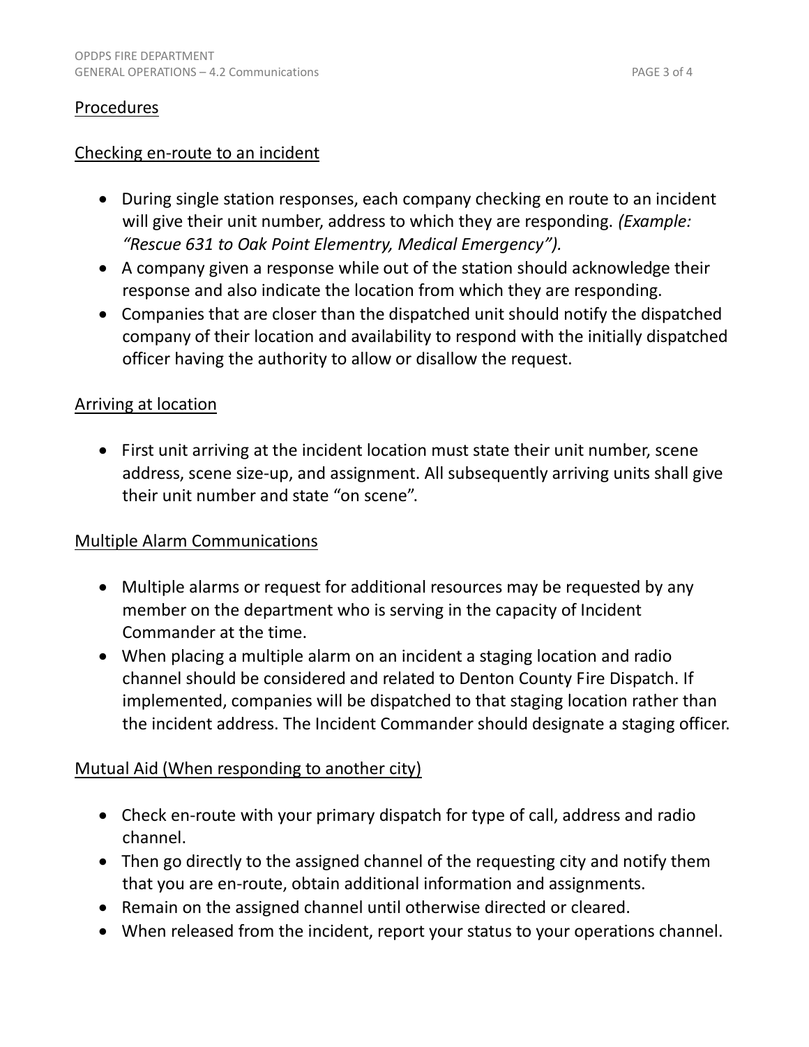## Procedures

### Checking en-route to an incident

- During single station responses, each company checking en route to an incident will give their unit number, address to which they are responding. *(Example: "Rescue 631 to Oak Point Elementry, Medical Emergency").*
- A company given a response while out of the station should acknowledge their response and also indicate the location from which they are responding.
- Companies that are closer than the dispatched unit should notify the dispatched company of their location and availability to respond with the initially dispatched officer having the authority to allow or disallow the request.

### Arriving at location

- First unit arriving at the incident location must state their unit number, scene address, scene size-up, and assignment. All subsequently arriving units shall give their unit number and state "on scene".

### Multiple Alarm Communications

- Multiple alarms or request for additional resources may be requested by any member on the department who is serving in the capacity of Incident Commander at the time.
- When placing a multiple alarm on an incident a staging location and radio channel should be considered and related to Denton County Fire Dispatch. If implemented, companies will be dispatched to that staging location rather than the incident address. The Incident Commander should designate a staging officer.

### Mutual Aid (When responding to another city)

- Check en-route with your primary dispatch for type of call, address and radio channel.
- Then go directly to the assigned channel of the requesting city and notify them that you are en-route, obtain additional information and assignments.
- Remain on the assigned channel until otherwise directed or cleared.
- When released from the incident, report your status to your operations channel.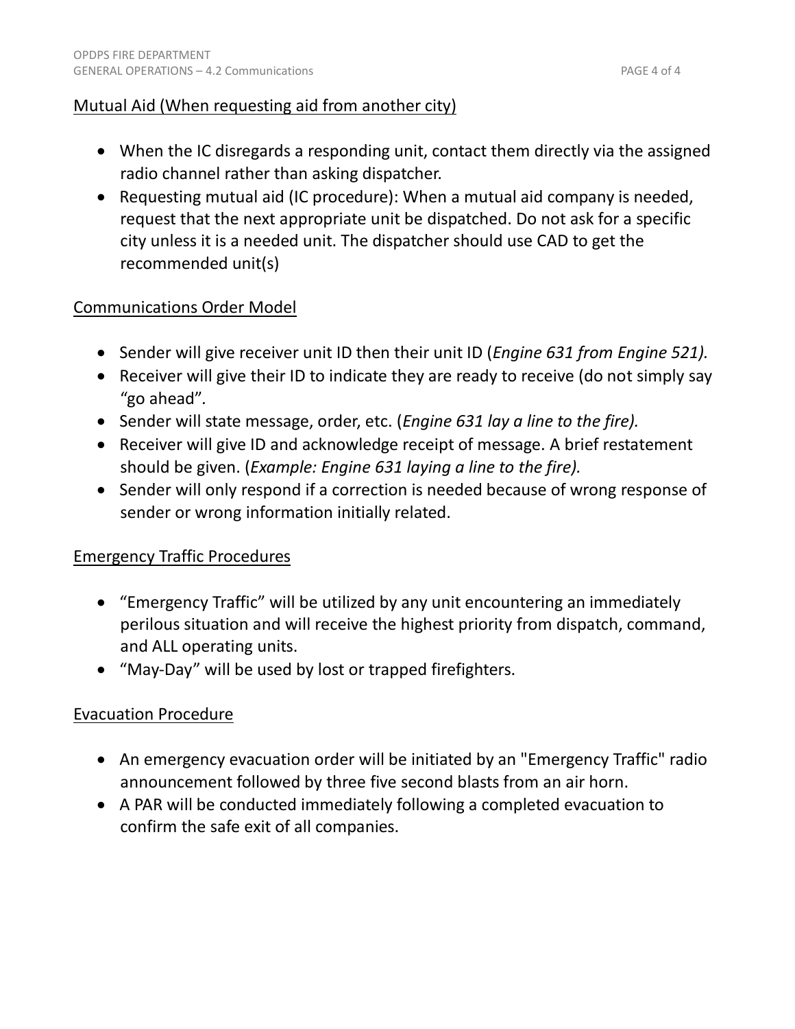## Mutual Aid (When requesting aid from another city)

- When the IC disregards a responding unit, contact them directly via the assigned radio channel rather than asking dispatcher.
- Requesting mutual aid (IC procedure): When a mutual aid company is needed, request that the next appropriate unit be dispatched. Do not ask for a specific city unless it is a needed unit. The dispatcher should use CAD to get the recommended unit(s)

## Communications Order Model

- Sender will give receiver unit ID then their unit ID (*Engine 631 from Engine 521).*
- Receiver will give their ID to indicate they are ready to receive (do not simply say "go ahead".
- Sender will state message, order, etc. (*Engine 631 lay a line to the fire).*
- Receiver will give ID and acknowledge receipt of message. A brief restatement should be given. (*Example: Engine 631 laying a line to the fire).*
- Sender will only respond if a correction is needed because of wrong response of sender or wrong information initially related.

## Emergency Traffic Procedures

- "Emergency Traffic" will be utilized by any unit encountering an immediately perilous situation and will receive the highest priority from dispatch, command, and ALL operating units.
- "May-Day" will be used by lost or trapped firefighters.

## Evacuation Procedure

- An emergency evacuation order will be initiated by an "Emergency Traffic" radio announcement followed by three five second blasts from an air horn.
- A PAR will be conducted immediately following a completed evacuation to confirm the safe exit of all companies.